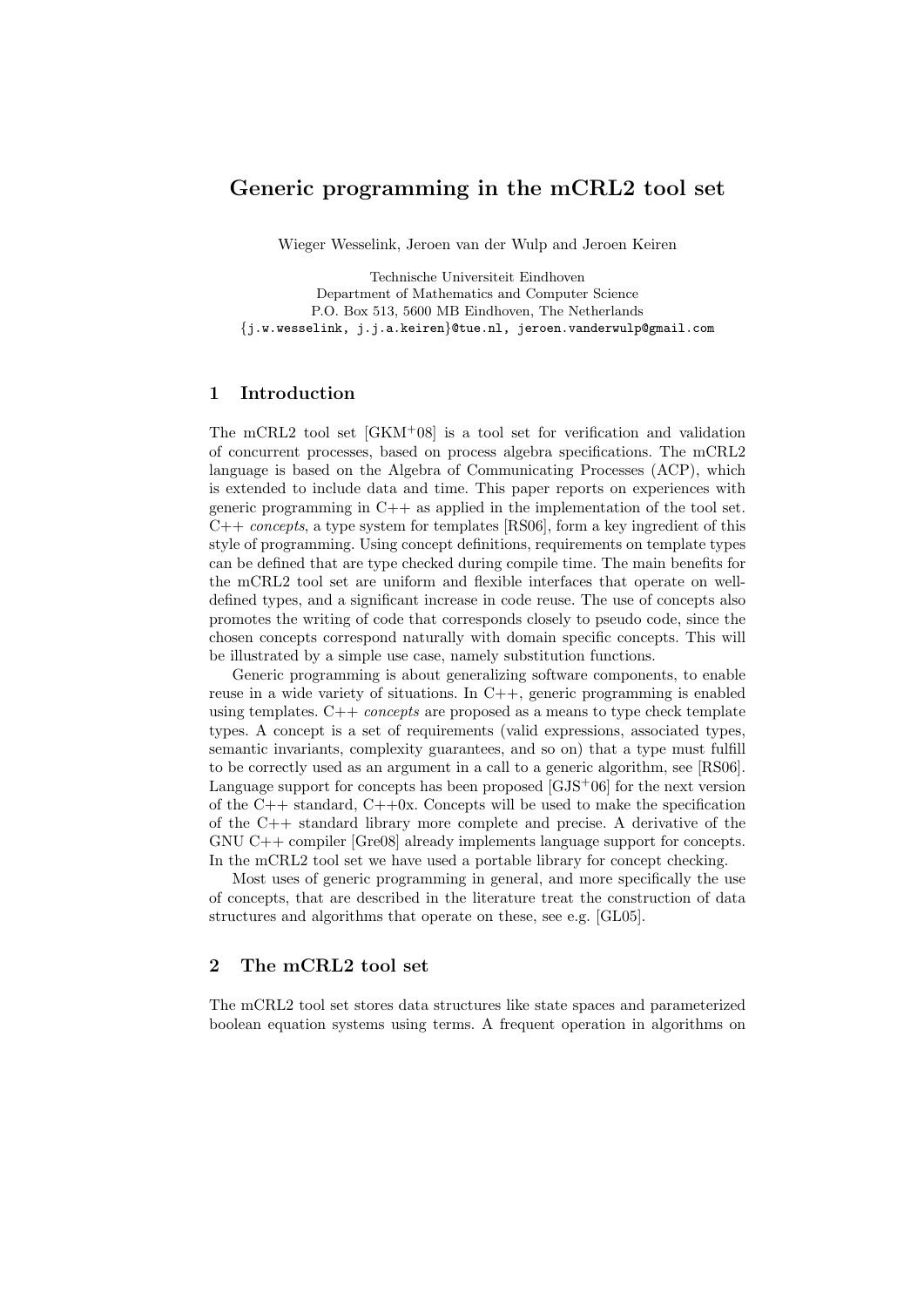# Generic programming in the mCRL2 tool set

Wieger Wesselink, Jeroen van der Wulp and Jeroen Keiren

Technische Universiteit Eindhoven
Department of Mathematics and Computer Science
P.O. Box 513, 5600 MB Eindhoven, The Netherlands
{j.w.wesselink, j.j.a.keiren}@tue.nl, jeroen.vanderwulp@gmail.com

## 1 Introduction

The mCRL2 tool set [GKM+08] is a tool set for verification and validation of concurrent processes, based on process algebra specifications. The mCRL2 language is based on the Algebra of Communicating Processes (ACP), which is extended to include data and time. This paper reports on experiences with generic programming in C++ as applied in the implementation of the tool set. C++ *concepts*, a type system for templates [RS06], form a key ingredient of this style of programming. Using concept definitions, requirements on template types can be defined that are type checked during compile time. The main benefits for the mCRL2 tool set are uniform and flexible interfaces that operate on well-defined types, and a significant increase in code reuse. The use of concepts also promotes the writing of code that corresponds closely to pseudo code, since the chosen concepts correspond naturally with domain specific concepts. This will be illustrated by a simple use case, namely substitution functions.

Generic programming is about generalizing software components, to enable reuse in a wide variety of situations. In C++, generic programming is enabled using templates. C++ *concepts* are proposed as a means to type check template types. A concept is a set of requirements (valid expressions, associated types, semantic invariants, complexity guarantees, and so on) that a type must fulfill to be correctly used as an argument in a call to a generic algorithm, see [RS06]. Language support for concepts has been proposed [GJS+06] for the next version of the C++ standard, C++0x. Concepts will be used to make the specification of the C++ standard library more complete and precise. A derivative of the GNU C++ compiler [Gre08] already implements language support for concepts. In the mCRL2 tool set we have used a portable library for concept checking.

Most uses of generic programming in general, and more specifically the use of concepts, that are described in the literature treat the construction of data structures and algorithms that operate on these, see e.g. [GL05].

## 2 The mCRL2 tool set

The mCRL2 tool set stores data structures like state spaces and parameterized boolean equation systems using terms. A frequent operation in algorithms on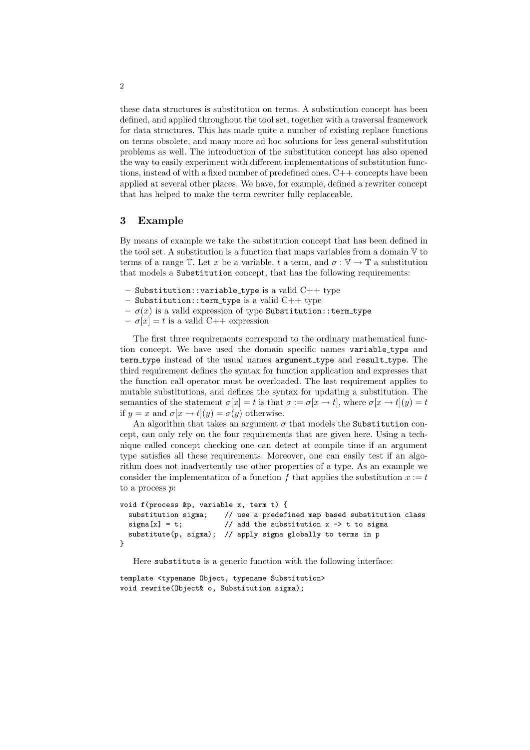these data structures is substitution on terms. A substitution concept has been defined, and applied throughout the tool set, together with a traversal framework for data structures. This has made quite a number of existing replace functions on terms obsolete, and many more ad hoc solutions for less general substitution problems as well. The introduction of the substitution concept has also opened the way to easily experiment with different implementations of substitution functions, instead of with a fixed number of predefined ones. C++ concepts have been applied at several other places. We have, for example, defined a rewriter concept that has helped to make the term rewriter fully replaceable.

## 3 Example

By means of example we take the substitution concept that has been defined in the tool set. A substitution is a function that maps variables from a domain $\mathbb{V}$ to terms of a range $\mathbb{T}$. Let $x$ be a variable, $t$ a term, and $\sigma : \mathbb{V} \to \mathbb{T}$ a substitution that models a `Substitution` concept, that has the following requirements:

- `Substitution::variable_type` is a valid C++ type
- `Substitution::term_type` is a valid C++ type
- $\sigma(x)$ is a valid expression of type `Substitution::term_type`
- $\sigma[x] = t$ is a valid C++ expression

The first three requirements correspond to the ordinary mathematical function concept. We have used the domain specific names `variable_type` and `term_type` instead of the usual names `argument_type` and `result_type`. The third requirement defines the syntax for function application and expresses that the function call operator must be overloaded. The last requirement applies to mutable substitutions, and defines the syntax for updating a substitution. The semantics of the statement $\sigma[x] = t$ is that $\sigma := \sigma[x \to t]$, where $\sigma[x \to t](y) = t$ if $y = x$ and $\sigma[x \to t](y) = \sigma(y)$ otherwise.

An algorithm that takes an argument $\sigma$ that models the `Substitution` concept, can only rely on the four requirements that are given here. Using a technique called concept checking one can detect at compile time if an argument type satisfies all these requirements. Moreover, one can easily test if an algorithm does not inadvertently use other properties of a type. As an example we consider the implementation of a function $f$ that applies the substitution $x := t$ to a process $p$:

```
void f(process &p, variable x, term t) {
  substitution sigma;    // use a predefined map based substitution class
  sigma[x] = t;          // add the substitution x -> t to sigma
  substitute(p, sigma);  // apply sigma globally to terms in p
}
```

Here `substitute` is a generic function with the following interface:

```
template <typename Object, typename Substitution>
void rewrite(Object& o, Substitution sigma);
```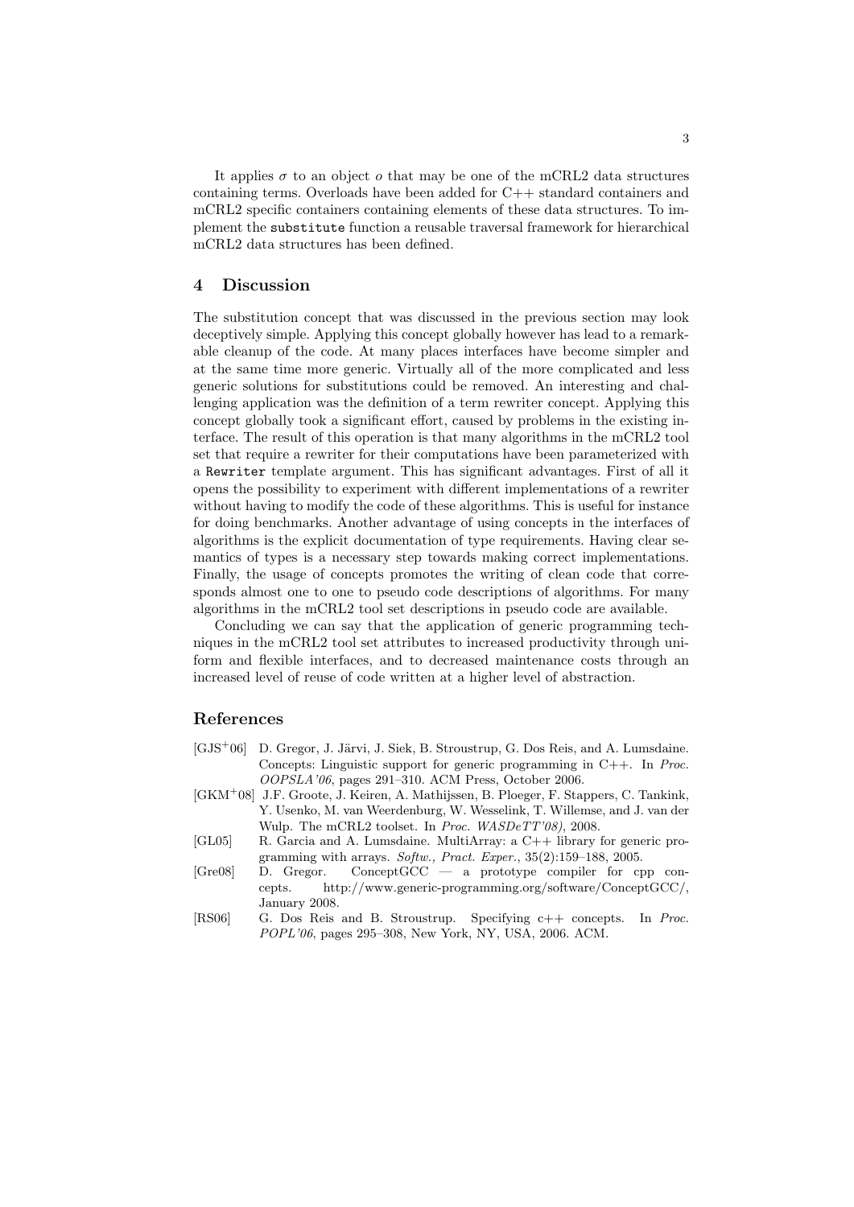It applies $\sigma$ to an object $o$ that may be one of the mCRL2 data structures containing terms. Overloads have been added for C++ standard containers and mCRL2 specific containers containing elements of these data structures. To implement the `substitute` function a reusable traversal framework for hierarchical mCRL2 data structures has been defined.

## 4 Discussion

The substitution concept that was discussed in the previous section may look deceptively simple. Applying this concept globally however has lead to a remarkable cleanup of the code. At many places interfaces have become simpler and at the same time more generic. Virtually all of the more complicated and less generic solutions for substitutions could be removed. An interesting and challenging application was the definition of a term rewriter concept. Applying this concept globally took a significant effort, caused by problems in the existing interface. The result of this operation is that many algorithms in the mCRL2 tool set that require a rewriter for their computations have been parameterized with a `Rewriter` template argument. This has significant advantages. First of all it opens the possibility to experiment with different implementations of a rewriter without having to modify the code of these algorithms. This is useful for instance for doing benchmarks. Another advantage of using concepts in the interfaces of algorithms is the explicit documentation of type requirements. Having clear semantics of types is a necessary step towards making correct implementations. Finally, the usage of concepts promotes the writing of clean code that corresponds almost one to one to pseudo code descriptions of algorithms. For many algorithms in the mCRL2 tool set descriptions in pseudo code are available.

Concluding we can say that the application of generic programming techniques in the mCRL2 tool set attributes to increased productivity through uniform and flexible interfaces, and to decreased maintenance costs through an increased level of reuse of code written at a higher level of abstraction.

## References

- [GJS+06] D. Gregor, J. Järvi, J. Siek, B. Stroustrup, G. Dos Reis, and A. Lumsdaine. Concepts: Linguistic support for generic programming in C++. In *Proc. OOPSLA'06*, pages 291–310. ACM Press, October 2006.
- [GKM+08] J.F. Groote, J. Keiren, A. Mathijssen, B. Ploeger, F. Stappers, C. Tankink, Y. Usenko, M. van Weerdenburg, W. Wesselink, T. Willemse, and J. van der Wulp. The mCRL2 toolset. In *Proc. WASDeTT'08)*, 2008.
- [GL05] R. Garcia and A. Lumsdaine. MultiArray: a C++ library for generic programming with arrays. *Softw., Pract. Exper.*, 35(2):159–188, 2005.
- [Gre08] D. Gregor. ConceptGCC — a prototype compiler for cpp concepts. http://www.generic-programming.org/software/ConceptGCC/, January 2008.
- [RS06] G. Dos Reis and B. Stroustrup. Specifying c++ concepts. In *Proc. POPL'06*, pages 295–308, New York, NY, USA, 2006. ACM.